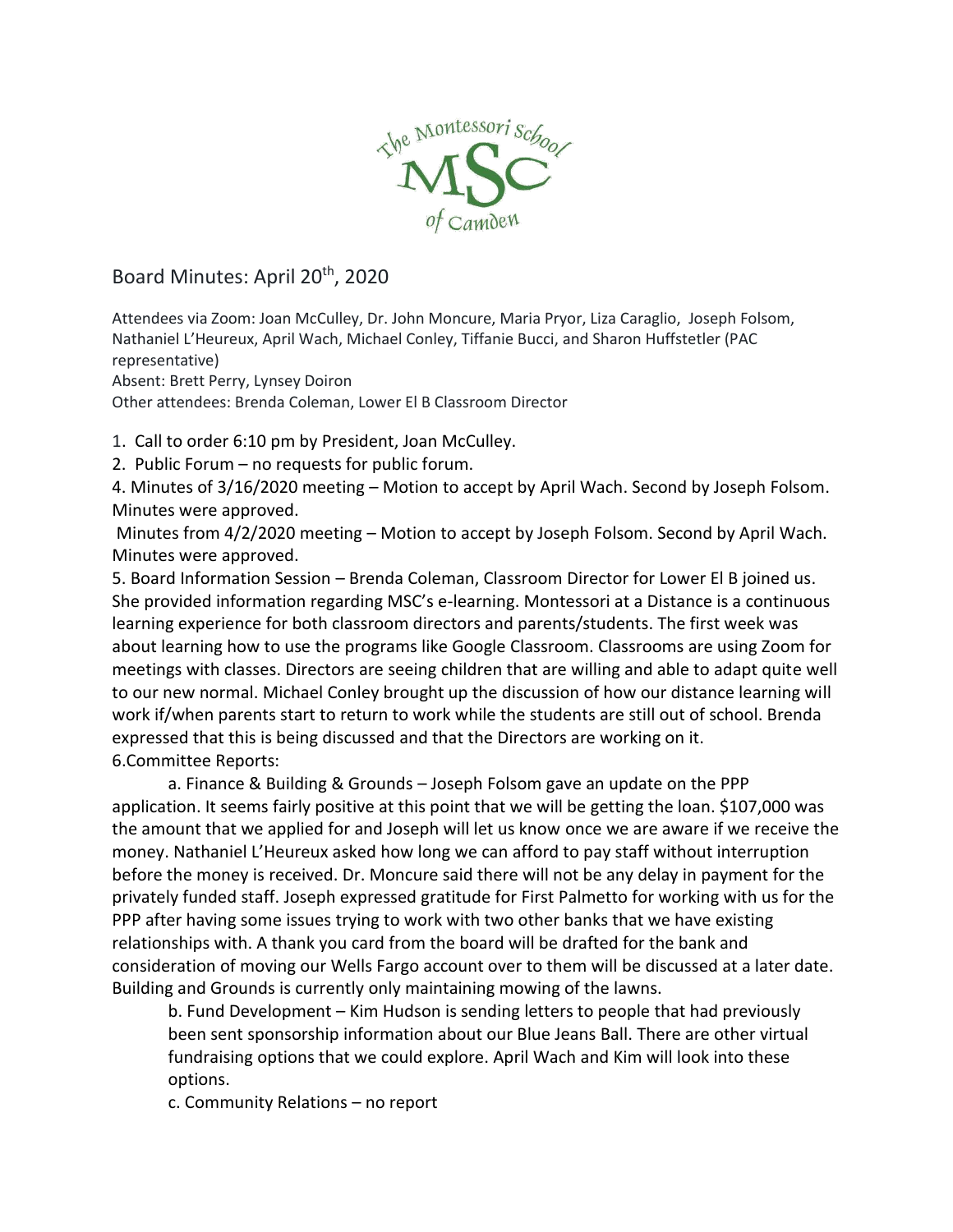# Board Minutes: April 20th, 2020

Attendees via Zoom: Joan McCulley, Dr. John Moncure, Maria Pryor, Liza Caraglio, Joseph Folsom, Nathaniel L'Heureux, April Wach, Michael Conley, Tiffanie Bucci, and Sharon Huffstetler (PAC representative)

Absent: Brett Perry, Lynsey Doiron

Other attendees: Brenda Coleman, Lower El B Classroom Director

1. Call to order 6:10 pm by President, Joan McCulley.
2. Public Forum – no requests for public forum.

4. Minutes of 3/16/2020 meeting – Motion to accept by April Wach. Second by Joseph Folsom. Minutes were approved.

Minutes from 4/2/2020 meeting – Motion to accept by Joseph Folsom. Second by April Wach. Minutes were approved.

5. Board Information Session – Brenda Coleman, Classroom Director for Lower El B joined us. She provided information regarding MSC's e-learning. Montessori at a Distance is a continuous learning experience for both classroom directors and parents/students. The first week was about learning how to use the programs like Google Classroom. Classrooms are using Zoom for meetings with classes. Directors are seeing children that are willing and able to adapt quite well to our new normal. Michael Conley brought up the discussion of how our distance learning will work if/when parents start to return to work while the students are still out of school. Brenda expressed that this is being discussed and that the Directors are working on it.

6. Committee Reports:

a. Finance & Building & Grounds – Joseph Folsom gave an update on the PPP application. It seems fairly positive at this point that we will be getting the loan. $107,000 was the amount that we applied for and Joseph will let us know once we are aware if we receive the money. Nathaniel L'Heureux asked how long we can afford to pay staff without interruption before the money is received. Dr. Moncure said there will not be any delay in payment for the privately funded staff. Joseph expressed gratitude for First Palmetto for working with us for the PPP after having some issues trying to work with two other banks that we have existing relationships with. A thank you card from the board will be drafted for the bank and consideration of moving our Wells Fargo account over to them will be discussed at a later date. Building and Grounds is currently only maintaining mowing of the lawns.

b. Fund Development – Kim Hudson is sending letters to people that had previously been sent sponsorship information about our Blue Jeans Ball. There are other virtual fundraising options that we could explore. April Wach and Kim will look into these options.

c. Community Relations – no report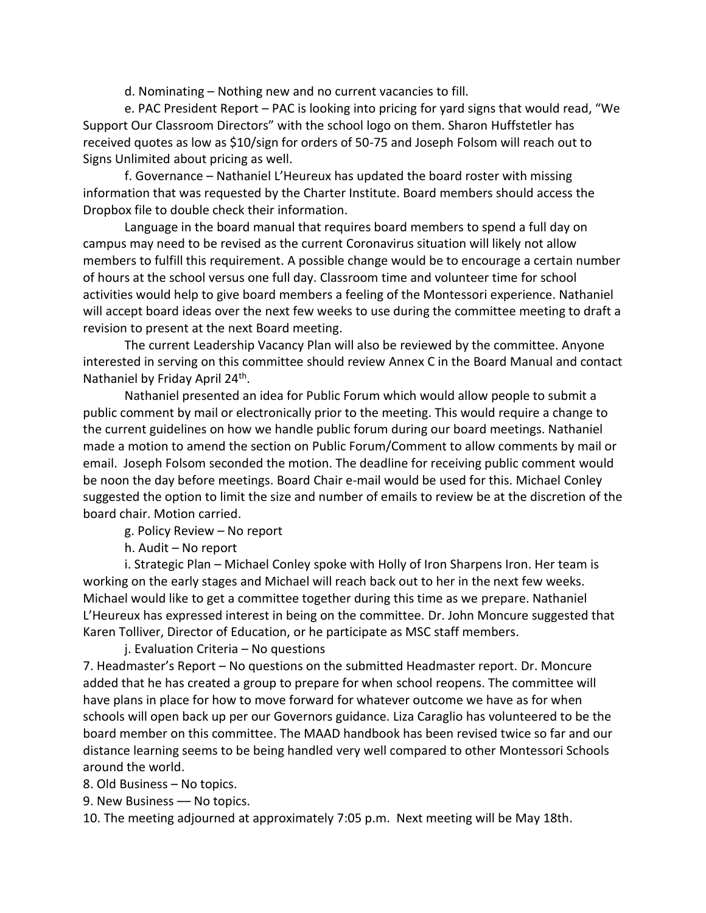d. Nominating – Nothing new and no current vacancies to fill.

e. PAC President Report – PAC is looking into pricing for yard signs that would read, "We Support Our Classroom Directors" with the school logo on them. Sharon Huffstetler has received quotes as low as $10/sign for orders of 50-75 and Joseph Folsom will reach out to Signs Unlimited about pricing as well.

f. Governance – Nathaniel L'Heureux has updated the board roster with missing information that was requested by the Charter Institute. Board members should access the Dropbox file to double check their information.

Language in the board manual that requires board members to spend a full day on campus may need to be revised as the current Coronavirus situation will likely not allow members to fulfill this requirement. A possible change would be to encourage a certain number of hours at the school versus one full day. Classroom time and volunteer time for school activities would help to give board members a feeling of the Montessori experience. Nathaniel will accept board ideas over the next few weeks to use during the committee meeting to draft a revision to present at the next Board meeting.

The current Leadership Vacancy Plan will also be reviewed by the committee. Anyone interested in serving on this committee should review Annex C in the Board Manual and contact Nathaniel by Friday April 24th.

Nathaniel presented an idea for Public Forum which would allow people to submit a public comment by mail or electronically prior to the meeting. This would require a change to the current guidelines on how we handle public forum during our board meetings. Nathaniel made a motion to amend the section on Public Forum/Comment to allow comments by mail or email. Joseph Folsom seconded the motion. The deadline for receiving public comment would be noon the day before meetings. Board Chair e-mail would be used for this. Michael Conley suggested the option to limit the size and number of emails to review be at the discretion of the board chair. Motion carried.

g. Policy Review – No report

h. Audit – No report

i. Strategic Plan – Michael Conley spoke with Holly of Iron Sharpens Iron. Her team is working on the early stages and Michael will reach back out to her in the next few weeks. Michael would like to get a committee together during this time as we prepare. Nathaniel L'Heureux has expressed interest in being on the committee. Dr. John Moncure suggested that Karen Tolliver, Director of Education, or he participate as MSC staff members.

j. Evaluation Criteria – No questions

7. Headmaster's Report – No questions on the submitted Headmaster report. Dr. Moncure added that he has created a group to prepare for when school reopens. The committee will have plans in place for how to move forward for whatever outcome we have as for when schools will open back up per our Governors guidance. Liza Caraglio has volunteered to be the board member on this committee. The MAAD handbook has been revised twice so far and our distance learning seems to be being handled very well compared to other Montessori Schools around the world.

8. Old Business – No topics.

9. New Business –– No topics.

10. The meeting adjourned at approximately 7:05 p.m. Next meeting will be May 18th.